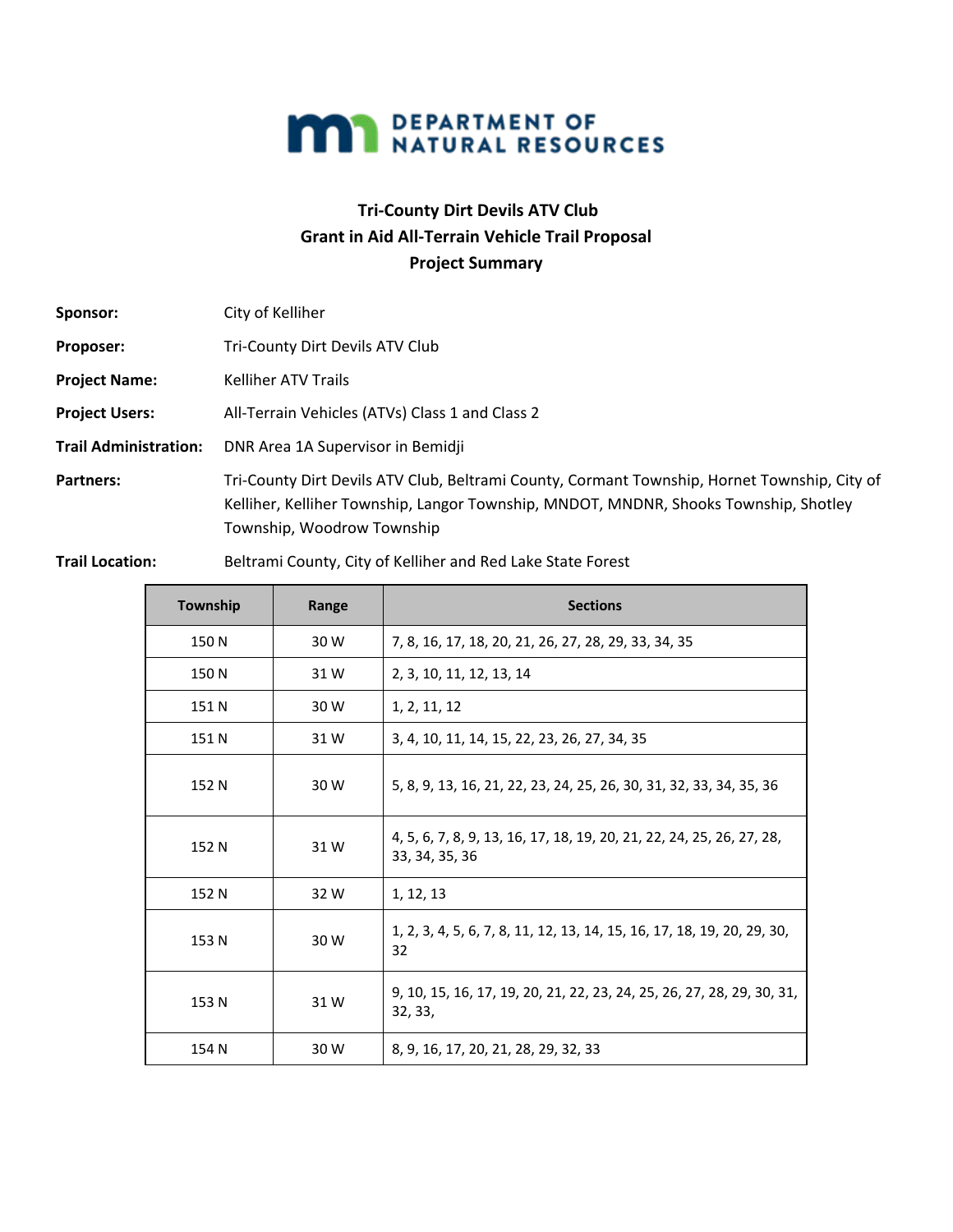DEPARTMENT OF NATURAL RESOURCES

# Tri-County Dirt Devils ATV Club
## Grant in Aid All-Terrain Vehicle Trail Proposal
## Project Summary

**Sponsor:** City of Kelliher

**Proposer:** Tri-County Dirt Devils ATV Club

**Project Name:** Kelliher ATV Trails

**Project Users:** All-Terrain Vehicles (ATVs) Class 1 and Class 2

**Trail Administration:** DNR Area 1A Supervisor in Bemidji

**Partners:** Tri-County Dirt Devils ATV Club, Beltrami County, Cormant Township, Hornet Township, City of Kelliher, Kelliher Township, Langor Township, MNDOT, MNDNR, Shooks Township, Shotley Township, Woodrow Township

**Trail Location:** Beltrami County, City of Kelliher and Red Lake State Forest

| Township | Range | Sections |
|---|---|---|
| 150 N | 30 W | 7, 8, 16, 17, 18, 20, 21, 26, 27, 28, 29, 33, 34, 35 |
| 150 N | 31 W | 2, 3, 10, 11, 12, 13, 14 |
| 151 N | 30 W | 1, 2, 11, 12 |
| 151 N | 31 W | 3, 4, 10, 11, 14, 15, 22, 23, 26, 27, 34, 35 |
| 152 N | 30 W | 5, 8, 9, 13, 16, 21, 22, 23, 24, 25, 26, 30, 31, 32, 33, 34, 35, 36 |
| 152 N | 31 W | 4, 5, 6, 7, 8, 9, 13, 16, 17, 18, 19, 20, 21, 22, 24, 25, 26, 27, 28, 33, 34, 35, 36 |
| 152 N | 32 W | 1, 12, 13 |
| 153 N | 30 W | 1, 2, 3, 4, 5, 6, 7, 8, 11, 12, 13, 14, 15, 16, 17, 18, 19, 20, 29, 30, 32 |
| 153 N | 31 W | 9, 10, 15, 16, 17, 19, 20, 21, 22, 23, 24, 25, 26, 27, 28, 29, 30, 31, 32, 33, |
| 154 N | 30 W | 8, 9, 16, 17, 20, 21, 28, 29, 32, 33 |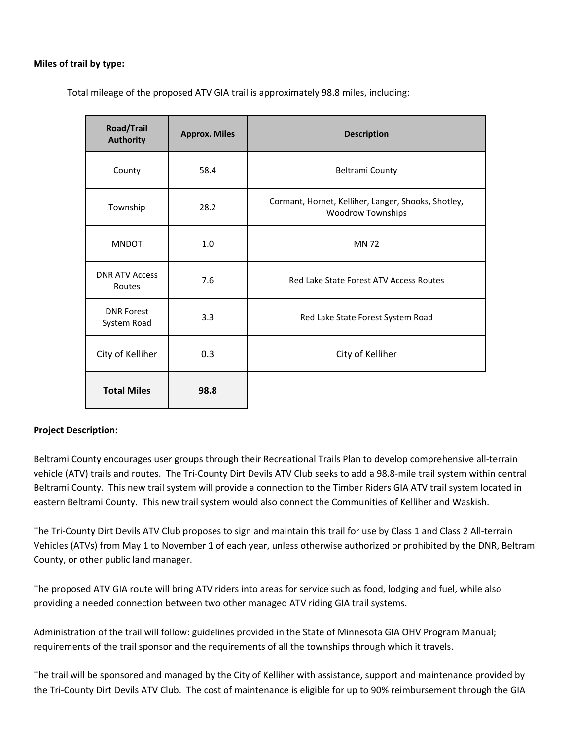**Miles of trail by type:**

Total mileage of the proposed ATV GIA trail is approximately 98.8 miles, including:

| Road/Trail Authority | Approx. Miles | Description |
|---|---|---|
| County | 58.4 | Beltrami County |
| Township | 28.2 | Cormant, Hornet, Kelliher, Langer, Shooks, Shotley, Woodrow Townships |
| MNDOT | 1.0 | MN 72 |
| DNR ATV Access Routes | 7.6 | Red Lake State Forest ATV Access Routes |
| DNR Forest System Road | 3.3 | Red Lake State Forest System Road |
| City of Kelliher | 0.3 | City of Kelliher |
| **Total Miles** | **98.8** | |

**Project Description:**

Beltrami County encourages user groups through their Recreational Trails Plan to develop comprehensive all-terrain vehicle (ATV) trails and routes. The Tri-County Dirt Devils ATV Club seeks to add a 98.8-mile trail system within central Beltrami County. This new trail system will provide a connection to the Timber Riders GIA ATV trail system located in eastern Beltrami County. This new trail system would also connect the Communities of Kelliher and Waskish.

The Tri-County Dirt Devils ATV Club proposes to sign and maintain this trail for use by Class 1 and Class 2 All-terrain Vehicles (ATVs) from May 1 to November 1 of each year, unless otherwise authorized or prohibited by the DNR, Beltrami County, or other public land manager.

The proposed ATV GIA route will bring ATV riders into areas for service such as food, lodging and fuel, while also providing a needed connection between two other managed ATV riding GIA trail systems.

Administration of the trail will follow: guidelines provided in the State of Minnesota GIA OHV Program Manual; requirements of the trail sponsor and the requirements of all the townships through which it travels.

The trail will be sponsored and managed by the City of Kelliher with assistance, support and maintenance provided by the Tri-County Dirt Devils ATV Club. The cost of maintenance is eligible for up to 90% reimbursement through the GIA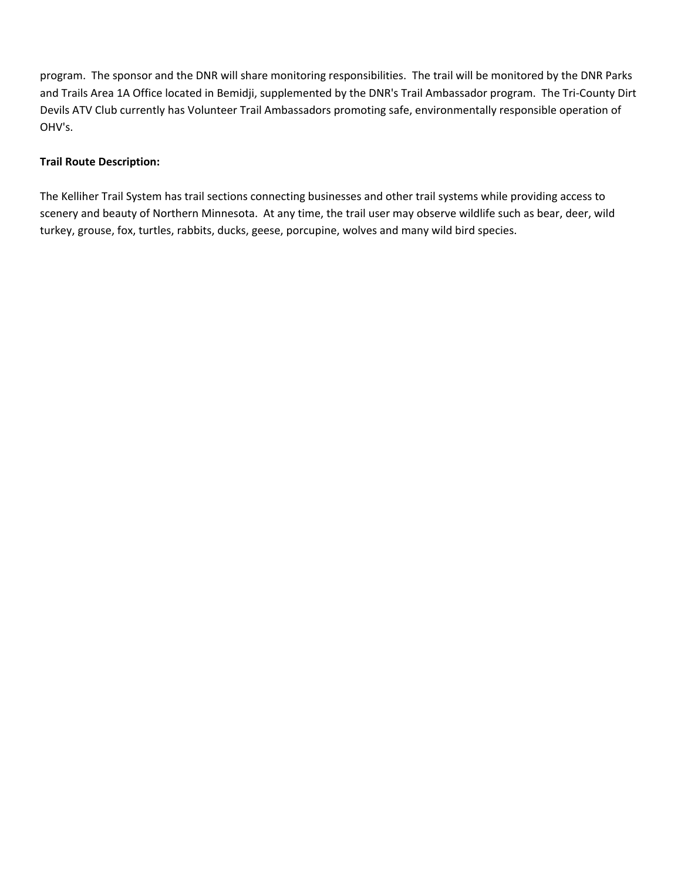program. The sponsor and the DNR will share monitoring responsibilities. The trail will be monitored by the DNR Parks and Trails Area 1A Office located in Bemidji, supplemented by the DNR's Trail Ambassador program. The Tri-County Dirt Devils ATV Club currently has Volunteer Trail Ambassadors promoting safe, environmentally responsible operation of OHV's.

**Trail Route Description:**

The Kelliher Trail System has trail sections connecting businesses and other trail systems while providing access to scenery and beauty of Northern Minnesota. At any time, the trail user may observe wildlife such as bear, deer, wild turkey, grouse, fox, turtles, rabbits, ducks, geese, porcupine, wolves and many wild bird species.